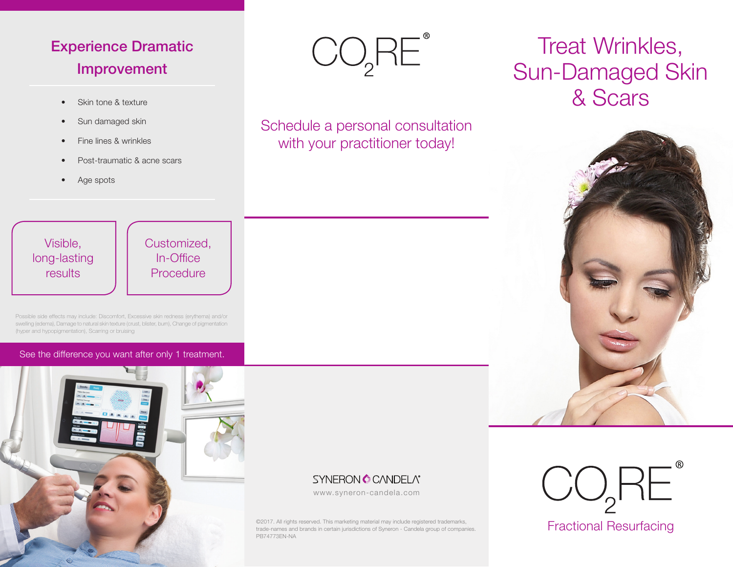## Experience Dramatic Improvement

- Skin tone & texture
- Sun damaged skin
- Fine lines & wrinkles
- Post-traumatic & acne scars
- Age spots

Visible, long-lasting results

Customized, In-Office Procedure

Possible side effects may include: Discomfort, Excessive skin redness (erythema) and/or swelling (edema), Damage to natural skin texture (crust, blister, burn), Change of pigmentation (hyper and hypopigmentation), Scarring or bruising

See the difference you want after only 1 treatment.

# $CO_2RE$®

Schedule a personal consultation with your practitioner today!

SYNERON CANDELA®

www.syneron-candela.com

©2017. All rights reserved. This marketing material may include registered trademarks, trade-names and brands in certain jurisdictions of Syneron - Candela group of companies. PB74773EN-NA

# Treat Wrinkles, Sun-Damaged Skin & Scars

# $CO_2RE$®

Fractional Resurfacing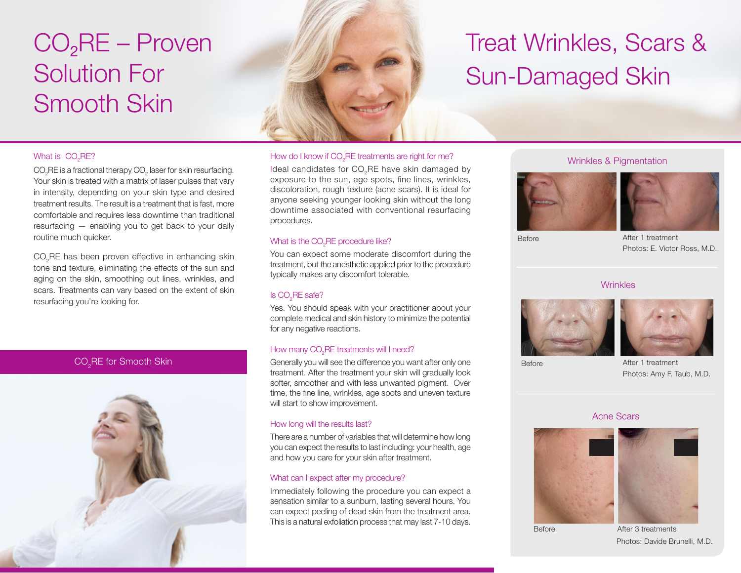# $CO_2RE$ – Proven Solution For Smooth Skin

# Treat Wrinkles, Scars & Sun-Damaged Skin

### What is $CO_2RE$?

$CO_2RE$ is a fractional therapy $CO_2$ laser for skin resurfacing. Your skin is treated with a matrix of laser pulses that vary in intensity, depending on your skin type and desired treatment results. The result is a treatment that is fast, more comfortable and requires less downtime than traditional resurfacing — enabling you to get back to your daily routine much quicker.

$CO_2RE$ has been proven effective in enhancing skin tone and texture, eliminating the effects of the sun and aging on the skin, smoothing out lines, wrinkles, and scars. Treatments can vary based on the extent of skin resurfacing you're looking for.

## $CO_2RE$ for Smooth Skin

### How do I know if $CO_2RE$ treatments are right for me?

Ideal candidates for $CO_2RE$ have skin damaged by exposure to the sun, age spots, fine lines, wrinkles, discoloration, rough texture (acne scars). It is ideal for anyone seeking younger looking skin without the long downtime associated with conventional resurfacing procedures.

### What is the $CO_2RE$ procedure like?

You can expect some moderate discomfort during the treatment, but the anesthetic applied prior to the procedure typically makes any discomfort tolerable.

### Is $CO_2RE$ safe?

Yes. You should speak with your practitioner about your complete medical and skin history to minimize the potential for any negative reactions.

### How many $CO_2RE$ treatments will I need?

Generally you will see the difference you want after only one treatment. After the treatment your skin will gradually look softer, smoother and with less unwanted pigment. Over time, the fine line, wrinkles, age spots and uneven texture will start to show improvement.

### How long will the results last?

There are a number of variables that will determine how long you can expect the results to last including: your health, age and how you care for your skin after treatment.

### What can I expect after my procedure?

Immediately following the procedure you can expect a sensation similar to a sunburn, lasting several hours. You can expect peeling of dead skin from the treatment area. This is a natural exfoliation process that may last 7-10 days.

### Wrinkles & Pigmentation

Before

After 1 treatment

Photos: E. Victor Ross, M.D.

### Wrinkles

Before

After 1 treatment

Photos: Amy F. Taub, M.D.

### Acne Scars

Before

After 3 treatments

Photos: Davide Brunelli, M.D.